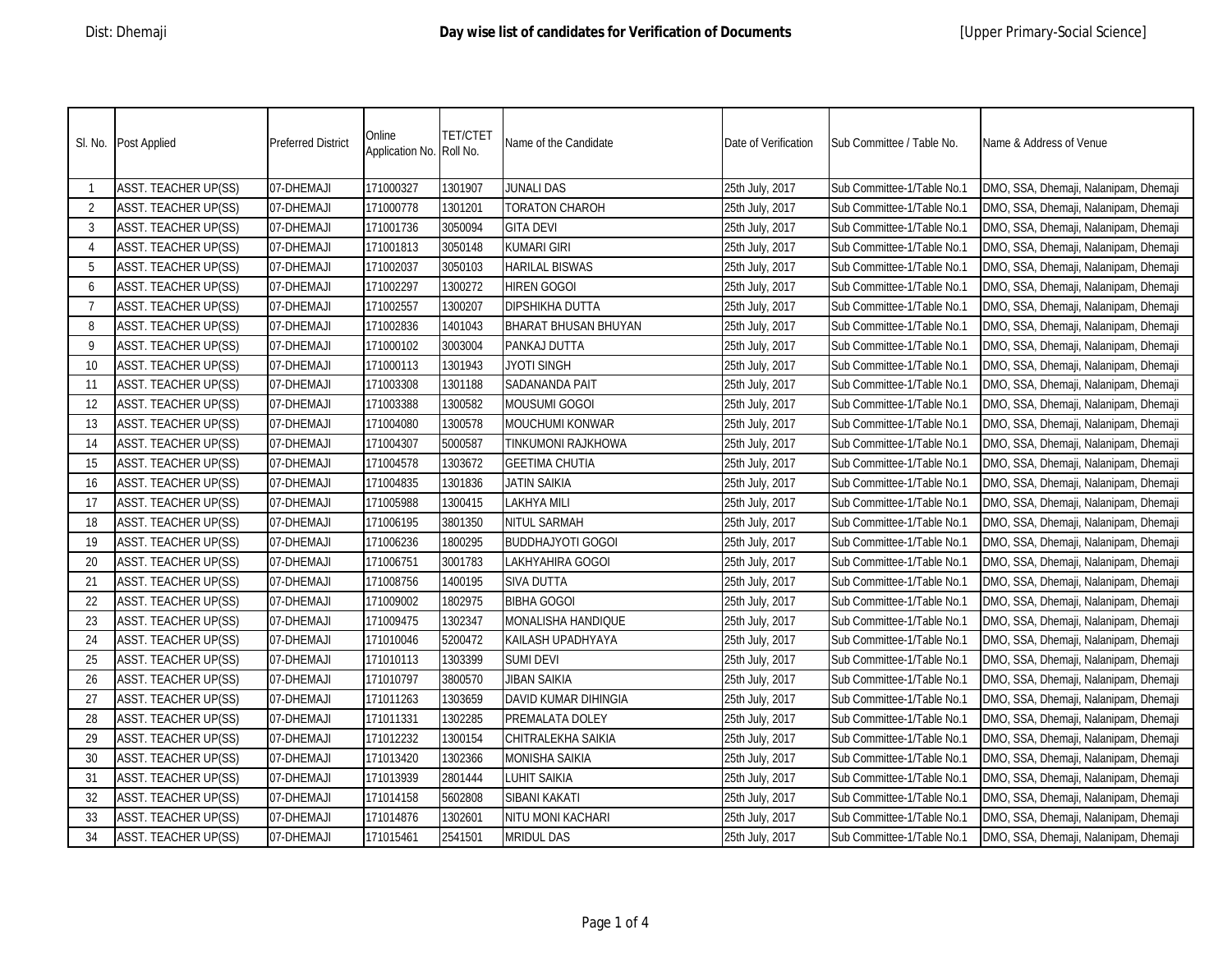Dist: Dhemaji

# Day wise list of candidates for Verification of Documents

[Upper Primary-Social Science]

| Sl. No. | Post Applied | Preferred District | Online Application No. | TET/CTET Roll No. | Name of the Candidate | Date of Verification | Sub Committee / Table No. | Name & Address of Venue |
|---|---|---|---|---|---|---|---|---|
| 1 | ASST. TEACHER UP(SS) | 07-DHEMAJI | 171000327 | 1301907 | JUNALI DAS | 25th July, 2017 | Sub Committee-1/Table No.1 | DMO, SSA, Dhemaji, Nalanipam, Dhemaji |
| 2 | ASST. TEACHER UP(SS) | 07-DHEMAJI | 171000778 | 1301201 | TORATON CHAROH | 25th July, 2017 | Sub Committee-1/Table No.1 | DMO, SSA, Dhemaji, Nalanipam, Dhemaji |
| 3 | ASST. TEACHER UP(SS) | 07-DHEMAJI | 171001736 | 3050094 | GITA DEVI | 25th July, 2017 | Sub Committee-1/Table No.1 | DMO, SSA, Dhemaji, Nalanipam, Dhemaji |
| 4 | ASST. TEACHER UP(SS) | 07-DHEMAJI | 171001813 | 3050148 | KUMARI GIRI | 25th July, 2017 | Sub Committee-1/Table No.1 | DMO, SSA, Dhemaji, Nalanipam, Dhemaji |
| 5 | ASST. TEACHER UP(SS) | 07-DHEMAJI | 171002037 | 3050103 | HARILAL BISWAS | 25th July, 2017 | Sub Committee-1/Table No.1 | DMO, SSA, Dhemaji, Nalanipam, Dhemaji |
| 6 | ASST. TEACHER UP(SS) | 07-DHEMAJI | 171002297 | 1300272 | HIREN GOGOI | 25th July, 2017 | Sub Committee-1/Table No.1 | DMO, SSA, Dhemaji, Nalanipam, Dhemaji |
| 7 | ASST. TEACHER UP(SS) | 07-DHEMAJI | 171002557 | 1300207 | DIPSHIKHA DUTTA | 25th July, 2017 | Sub Committee-1/Table No.1 | DMO, SSA, Dhemaji, Nalanipam, Dhemaji |
| 8 | ASST. TEACHER UP(SS) | 07-DHEMAJI | 171002836 | 1401043 | BHARAT BHUSAN BHUYAN | 25th July, 2017 | Sub Committee-1/Table No.1 | DMO, SSA, Dhemaji, Nalanipam, Dhemaji |
| 9 | ASST. TEACHER UP(SS) | 07-DHEMAJI | 171000102 | 3003004 | PANKAJ DUTTA | 25th July, 2017 | Sub Committee-1/Table No.1 | DMO, SSA, Dhemaji, Nalanipam, Dhemaji |
| 10 | ASST. TEACHER UP(SS) | 07-DHEMAJI | 171000113 | 1301943 | JYOTI SINGH | 25th July, 2017 | Sub Committee-1/Table No.1 | DMO, SSA, Dhemaji, Nalanipam, Dhemaji |
| 11 | ASST. TEACHER UP(SS) | 07-DHEMAJI | 171003308 | 1301188 | SADANANDA PAIT | 25th July, 2017 | Sub Committee-1/Table No.1 | DMO, SSA, Dhemaji, Nalanipam, Dhemaji |
| 12 | ASST. TEACHER UP(SS) | 07-DHEMAJI | 171003388 | 1300582 | MOUSUMI GOGOI | 25th July, 2017 | Sub Committee-1/Table No.1 | DMO, SSA, Dhemaji, Nalanipam, Dhemaji |
| 13 | ASST. TEACHER UP(SS) | 07-DHEMAJI | 171004080 | 1300578 | MOUCHUMI KONWAR | 25th July, 2017 | Sub Committee-1/Table No.1 | DMO, SSA, Dhemaji, Nalanipam, Dhemaji |
| 14 | ASST. TEACHER UP(SS) | 07-DHEMAJI | 171004307 | 5000587 | TINKUMONI RAJKHOWA | 25th July, 2017 | Sub Committee-1/Table No.1 | DMO, SSA, Dhemaji, Nalanipam, Dhemaji |
| 15 | ASST. TEACHER UP(SS) | 07-DHEMAJI | 171004578 | 1303672 | GEETIMA CHUTIA | 25th July, 2017 | Sub Committee-1/Table No.1 | DMO, SSA, Dhemaji, Nalanipam, Dhemaji |
| 16 | ASST. TEACHER UP(SS) | 07-DHEMAJI | 171004835 | 1301836 | JATIN SAIKIA | 25th July, 2017 | Sub Committee-1/Table No.1 | DMO, SSA, Dhemaji, Nalanipam, Dhemaji |
| 17 | ASST. TEACHER UP(SS) | 07-DHEMAJI | 171005988 | 1300415 | LAKHYA MILI | 25th July, 2017 | Sub Committee-1/Table No.1 | DMO, SSA, Dhemaji, Nalanipam, Dhemaji |
| 18 | ASST. TEACHER UP(SS) | 07-DHEMAJI | 171006195 | 3801350 | NITUL SARMAH | 25th July, 2017 | Sub Committee-1/Table No.1 | DMO, SSA, Dhemaji, Nalanipam, Dhemaji |
| 19 | ASST. TEACHER UP(SS) | 07-DHEMAJI | 171006236 | 1800295 | BUDDHAJYOTI GOGOI | 25th July, 2017 | Sub Committee-1/Table No.1 | DMO, SSA, Dhemaji, Nalanipam, Dhemaji |
| 20 | ASST. TEACHER UP(SS) | 07-DHEMAJI | 171006751 | 3001783 | LAKHYAHIRA GOGOI | 25th July, 2017 | Sub Committee-1/Table No.1 | DMO, SSA, Dhemaji, Nalanipam, Dhemaji |
| 21 | ASST. TEACHER UP(SS) | 07-DHEMAJI | 171008756 | 1400195 | SIVA DUTTA | 25th July, 2017 | Sub Committee-1/Table No.1 | DMO, SSA, Dhemaji, Nalanipam, Dhemaji |
| 22 | ASST. TEACHER UP(SS) | 07-DHEMAJI | 171009002 | 1802975 | BIBHA GOGOI | 25th July, 2017 | Sub Committee-1/Table No.1 | DMO, SSA, Dhemaji, Nalanipam, Dhemaji |
| 23 | ASST. TEACHER UP(SS) | 07-DHEMAJI | 171009475 | 1302347 | MONALISHA HANDIQUE | 25th July, 2017 | Sub Committee-1/Table No.1 | DMO, SSA, Dhemaji, Nalanipam, Dhemaji |
| 24 | ASST. TEACHER UP(SS) | 07-DHEMAJI | 171010046 | 5200472 | KAILASH UPADHYAYA | 25th July, 2017 | Sub Committee-1/Table No.1 | DMO, SSA, Dhemaji, Nalanipam, Dhemaji |
| 25 | ASST. TEACHER UP(SS) | 07-DHEMAJI | 171010113 | 1303399 | SUMI DEVI | 25th July, 2017 | Sub Committee-1/Table No.1 | DMO, SSA, Dhemaji, Nalanipam, Dhemaji |
| 26 | ASST. TEACHER UP(SS) | 07-DHEMAJI | 171010797 | 3800570 | JIBAN SAIKIA | 25th July, 2017 | Sub Committee-1/Table No.1 | DMO, SSA, Dhemaji, Nalanipam, Dhemaji |
| 27 | ASST. TEACHER UP(SS) | 07-DHEMAJI | 171011263 | 1303659 | DAVID KUMAR DIHINGIA | 25th July, 2017 | Sub Committee-1/Table No.1 | DMO, SSA, Dhemaji, Nalanipam, Dhemaji |
| 28 | ASST. TEACHER UP(SS) | 07-DHEMAJI | 171011331 | 1302285 | PREMALATA DOLEY | 25th July, 2017 | Sub Committee-1/Table No.1 | DMO, SSA, Dhemaji, Nalanipam, Dhemaji |
| 29 | ASST. TEACHER UP(SS) | 07-DHEMAJI | 171012232 | 1300154 | CHITRALEKHA SAIKIA | 25th July, 2017 | Sub Committee-1/Table No.1 | DMO, SSA, Dhemaji, Nalanipam, Dhemaji |
| 30 | ASST. TEACHER UP(SS) | 07-DHEMAJI | 171013420 | 1302366 | MONISHA SAIKIA | 25th July, 2017 | Sub Committee-1/Table No.1 | DMO, SSA, Dhemaji, Nalanipam, Dhemaji |
| 31 | ASST. TEACHER UP(SS) | 07-DHEMAJI | 171013939 | 2801444 | LUHIT SAIKIA | 25th July, 2017 | Sub Committee-1/Table No.1 | DMO, SSA, Dhemaji, Nalanipam, Dhemaji |
| 32 | ASST. TEACHER UP(SS) | 07-DHEMAJI | 171014158 | 5602808 | SIBANI KAKATI | 25th July, 2017 | Sub Committee-1/Table No.1 | DMO, SSA, Dhemaji, Nalanipam, Dhemaji |
| 33 | ASST. TEACHER UP(SS) | 07-DHEMAJI | 171014876 | 1302601 | NITU MONI KACHARI | 25th July, 2017 | Sub Committee-1/Table No.1 | DMO, SSA, Dhemaji, Nalanipam, Dhemaji |
| 34 | ASST. TEACHER UP(SS) | 07-DHEMAJI | 171015461 | 2541501 | MRIDUL DAS | 25th July, 2017 | Sub Committee-1/Table No.1 | DMO, SSA, Dhemaji, Nalanipam, Dhemaji |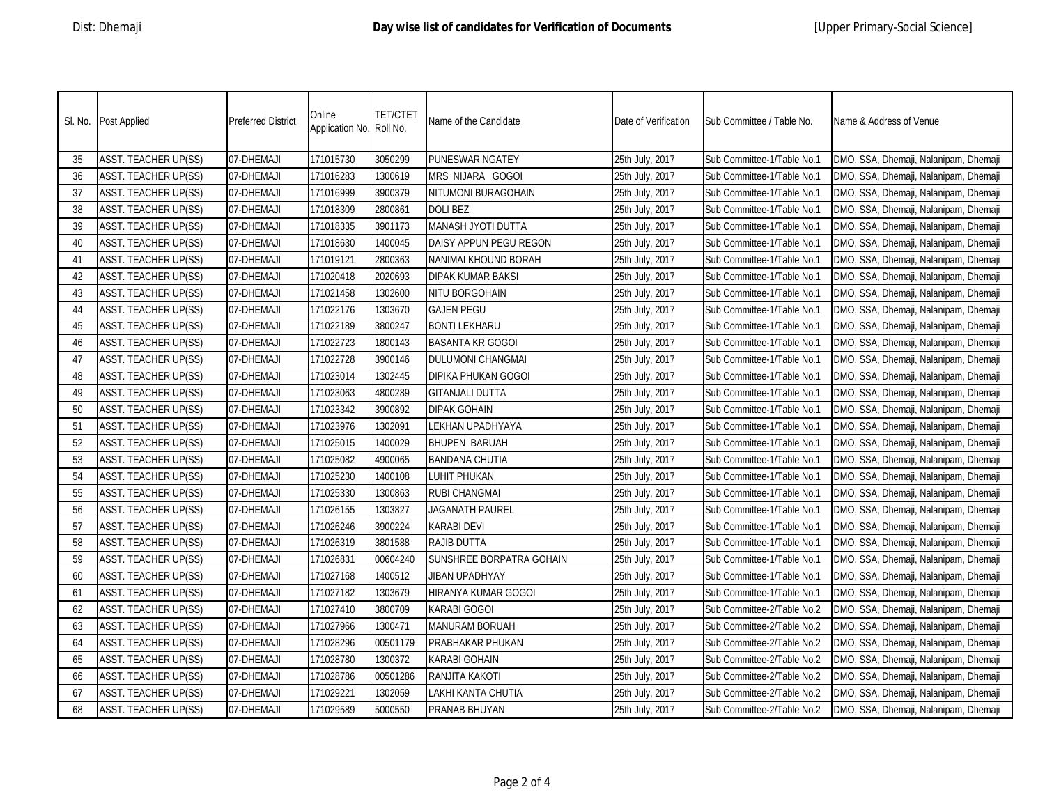| Sl. No. | Post Applied | Preferred District | Online Application No. | TET/CTET Roll No. | Name of the Candidate | Date of Verification | Sub Committee / Table No. | Name & Address of Venue |
|---|---|---|---|---|---|---|---|---|
| 35 | ASST. TEACHER UP(SS) | 07-DHEMAJI | 171015730 | 3050299 | PUNESWAR NGATEY | 25th July, 2017 | Sub Committee-1/Table No.1 | DMO, SSA, Dhemaji, Nalanipam, Dhemaji |
| 36 | ASST. TEACHER UP(SS) | 07-DHEMAJI | 171016283 | 1300619 | MRS NIJARA GOGOI | 25th July, 2017 | Sub Committee-1/Table No.1 | DMO, SSA, Dhemaji, Nalanipam, Dhemaji |
| 37 | ASST. TEACHER UP(SS) | 07-DHEMAJI | 171016999 | 3900379 | NITUMONI BURAGOHAIN | 25th July, 2017 | Sub Committee-1/Table No.1 | DMO, SSA, Dhemaji, Nalanipam, Dhemaji |
| 38 | ASST. TEACHER UP(SS) | 07-DHEMAJI | 171018309 | 2800861 | DOLI BEZ | 25th July, 2017 | Sub Committee-1/Table No.1 | DMO, SSA, Dhemaji, Nalanipam, Dhemaji |
| 39 | ASST. TEACHER UP(SS) | 07-DHEMAJI | 171018335 | 3901173 | MANASH JYOTI DUTTA | 25th July, 2017 | Sub Committee-1/Table No.1 | DMO, SSA, Dhemaji, Nalanipam, Dhemaji |
| 40 | ASST. TEACHER UP(SS) | 07-DHEMAJI | 171018630 | 1400045 | DAISY APPUN PEGU REGON | 25th July, 2017 | Sub Committee-1/Table No.1 | DMO, SSA, Dhemaji, Nalanipam, Dhemaji |
| 41 | ASST. TEACHER UP(SS) | 07-DHEMAJI | 171019121 | 2800363 | NANIMAI KHOUND BORAH | 25th July, 2017 | Sub Committee-1/Table No.1 | DMO, SSA, Dhemaji, Nalanipam, Dhemaji |
| 42 | ASST. TEACHER UP(SS) | 07-DHEMAJI | 171020418 | 2020693 | DIPAK KUMAR BAKSI | 25th July, 2017 | Sub Committee-1/Table No.1 | DMO, SSA, Dhemaji, Nalanipam, Dhemaji |
| 43 | ASST. TEACHER UP(SS) | 07-DHEMAJI | 171021458 | 1302600 | NITU BORGOHAIN | 25th July, 2017 | Sub Committee-1/Table No.1 | DMO, SSA, Dhemaji, Nalanipam, Dhemaji |
| 44 | ASST. TEACHER UP(SS) | 07-DHEMAJI | 171022176 | 1303670 | GAJEN PEGU | 25th July, 2017 | Sub Committee-1/Table No.1 | DMO, SSA, Dhemaji, Nalanipam, Dhemaji |
| 45 | ASST. TEACHER UP(SS) | 07-DHEMAJI | 171022189 | 3800247 | BONTI LEKHARU | 25th July, 2017 | Sub Committee-1/Table No.1 | DMO, SSA, Dhemaji, Nalanipam, Dhemaji |
| 46 | ASST. TEACHER UP(SS) | 07-DHEMAJI | 171022723 | 1800143 | BASANTA KR GOGOI | 25th July, 2017 | Sub Committee-1/Table No.1 | DMO, SSA, Dhemaji, Nalanipam, Dhemaji |
| 47 | ASST. TEACHER UP(SS) | 07-DHEMAJI | 171022728 | 3900146 | DULUMONI CHANGMAI | 25th July, 2017 | Sub Committee-1/Table No.1 | DMO, SSA, Dhemaji, Nalanipam, Dhemaji |
| 48 | ASST. TEACHER UP(SS) | 07-DHEMAJI | 171023014 | 1302445 | DIPIKA PHUKAN GOGOI | 25th July, 2017 | Sub Committee-1/Table No.1 | DMO, SSA, Dhemaji, Nalanipam, Dhemaji |
| 49 | ASST. TEACHER UP(SS) | 07-DHEMAJI | 171023063 | 4800289 | GITANJALI DUTTA | 25th July, 2017 | Sub Committee-1/Table No.1 | DMO, SSA, Dhemaji, Nalanipam, Dhemaji |
| 50 | ASST. TEACHER UP(SS) | 07-DHEMAJI | 171023342 | 3900892 | DIPAK GOHAIN | 25th July, 2017 | Sub Committee-1/Table No.1 | DMO, SSA, Dhemaji, Nalanipam, Dhemaji |
| 51 | ASST. TEACHER UP(SS) | 07-DHEMAJI | 171023976 | 1302091 | LEKHAN UPADHYAYA | 25th July, 2017 | Sub Committee-1/Table No.1 | DMO, SSA, Dhemaji, Nalanipam, Dhemaji |
| 52 | ASST. TEACHER UP(SS) | 07-DHEMAJI | 171025015 | 1400029 | BHUPEN BARUAH | 25th July, 2017 | Sub Committee-1/Table No.1 | DMO, SSA, Dhemaji, Nalanipam, Dhemaji |
| 53 | ASST. TEACHER UP(SS) | 07-DHEMAJI | 171025082 | 4900065 | BANDANA CHUTIA | 25th July, 2017 | Sub Committee-1/Table No.1 | DMO, SSA, Dhemaji, Nalanipam, Dhemaji |
| 54 | ASST. TEACHER UP(SS) | 07-DHEMAJI | 171025230 | 1400108 | LUHIT PHUKAN | 25th July, 2017 | Sub Committee-1/Table No.1 | DMO, SSA, Dhemaji, Nalanipam, Dhemaji |
| 55 | ASST. TEACHER UP(SS) | 07-DHEMAJI | 171025330 | 1300863 | RUBI CHANGMAI | 25th July, 2017 | Sub Committee-1/Table No.1 | DMO, SSA, Dhemaji, Nalanipam, Dhemaji |
| 56 | ASST. TEACHER UP(SS) | 07-DHEMAJI | 171026155 | 1303827 | JAGANATH PAUREL | 25th July, 2017 | Sub Committee-1/Table No.1 | DMO, SSA, Dhemaji, Nalanipam, Dhemaji |
| 57 | ASST. TEACHER UP(SS) | 07-DHEMAJI | 171026246 | 3900224 | KARABI DEVI | 25th July, 2017 | Sub Committee-1/Table No.1 | DMO, SSA, Dhemaji, Nalanipam, Dhemaji |
| 58 | ASST. TEACHER UP(SS) | 07-DHEMAJI | 171026319 | 3801588 | RAJIB DUTTA | 25th July, 2017 | Sub Committee-1/Table No.1 | DMO, SSA, Dhemaji, Nalanipam, Dhemaji |
| 59 | ASST. TEACHER UP(SS) | 07-DHEMAJI | 171026831 | 00604240 | SUNSHREE BORPATRA GOHAIN | 25th July, 2017 | Sub Committee-1/Table No.1 | DMO, SSA, Dhemaji, Nalanipam, Dhemaji |
| 60 | ASST. TEACHER UP(SS) | 07-DHEMAJI | 171027168 | 1400512 | JIBAN UPADHYAY | 25th July, 2017 | Sub Committee-1/Table No.1 | DMO, SSA, Dhemaji, Nalanipam, Dhemaji |
| 61 | ASST. TEACHER UP(SS) | 07-DHEMAJI | 171027182 | 1303679 | HIRANYA KUMAR GOGOI | 25th July, 2017 | Sub Committee-1/Table No.1 | DMO, SSA, Dhemaji, Nalanipam, Dhemaji |
| 62 | ASST. TEACHER UP(SS) | 07-DHEMAJI | 171027410 | 3800709 | KARABI GOGOI | 25th July, 2017 | Sub Committee-2/Table No.2 | DMO, SSA, Dhemaji, Nalanipam, Dhemaji |
| 63 | ASST. TEACHER UP(SS) | 07-DHEMAJI | 171027966 | 1300471 | MANURAM BORUAH | 25th July, 2017 | Sub Committee-2/Table No.2 | DMO, SSA, Dhemaji, Nalanipam, Dhemaji |
| 64 | ASST. TEACHER UP(SS) | 07-DHEMAJI | 171028296 | 00501179 | PRABHAKAR PHUKAN | 25th July, 2017 | Sub Committee-2/Table No.2 | DMO, SSA, Dhemaji, Nalanipam, Dhemaji |
| 65 | ASST. TEACHER UP(SS) | 07-DHEMAJI | 171028780 | 1300372 | KARABI GOHAIN | 25th July, 2017 | Sub Committee-2/Table No.2 | DMO, SSA, Dhemaji, Nalanipam, Dhemaji |
| 66 | ASST. TEACHER UP(SS) | 07-DHEMAJI | 171028786 | 00501286 | RANJITA KAKOTI | 25th July, 2017 | Sub Committee-2/Table No.2 | DMO, SSA, Dhemaji, Nalanipam, Dhemaji |
| 67 | ASST. TEACHER UP(SS) | 07-DHEMAJI | 171029221 | 1302059 | LAKHI KANTA CHUTIA | 25th July, 2017 | Sub Committee-2/Table No.2 | DMO, SSA, Dhemaji, Nalanipam, Dhemaji |
| 68 | ASST. TEACHER UP(SS) | 07-DHEMAJI | 171029589 | 5000550 | PRANAB BHUYAN | 25th July, 2017 | Sub Committee-2/Table No.2 | DMO, SSA, Dhemaji, Nalanipam, Dhemaji |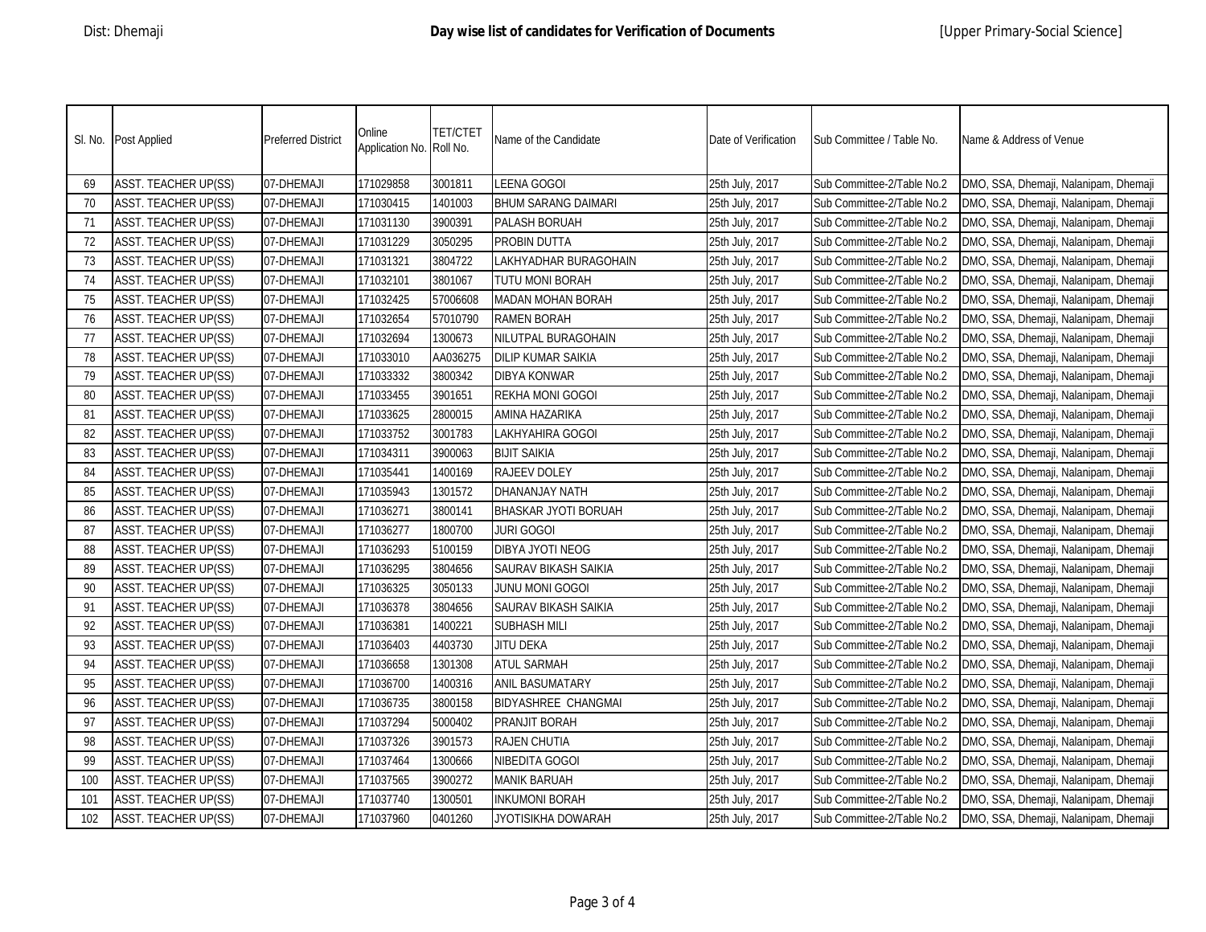Dist: Dhemaji

# Day wise list of candidates for Verification of Documents

[Upper Primary-Social Science]

| Sl. No. | Post Applied | Preferred District | Online Application No. | TET/CTET Roll No. | Name of the Candidate | Date of Verification | Sub Committee / Table No. | Name & Address of Venue |
|---|---|---|---|---|---|---|---|---|
| 69 | ASST. TEACHER UP(SS) | 07-DHEMAJI | 171029858 | 3001811 | LEENA GOGOI | 25th July, 2017 | Sub Committee-2/Table No.2 | DMO, SSA, Dhemaji, Nalanipam, Dhemaji |
| 70 | ASST. TEACHER UP(SS) | 07-DHEMAJI | 171030415 | 1401003 | BHUM SARANG DAIMARI | 25th July, 2017 | Sub Committee-2/Table No.2 | DMO, SSA, Dhemaji, Nalanipam, Dhemaji |
| 71 | ASST. TEACHER UP(SS) | 07-DHEMAJI | 171031130 | 3900391 | PALASH BORUAH | 25th July, 2017 | Sub Committee-2/Table No.2 | DMO, SSA, Dhemaji, Nalanipam, Dhemaji |
| 72 | ASST. TEACHER UP(SS) | 07-DHEMAJI | 171031229 | 3050295 | PROBIN DUTTA | 25th July, 2017 | Sub Committee-2/Table No.2 | DMO, SSA, Dhemaji, Nalanipam, Dhemaji |
| 73 | ASST. TEACHER UP(SS) | 07-DHEMAJI | 171031321 | 3804722 | LAKHYADHAR BURAGOHAIN | 25th July, 2017 | Sub Committee-2/Table No.2 | DMO, SSA, Dhemaji, Nalanipam, Dhemaji |
| 74 | ASST. TEACHER UP(SS) | 07-DHEMAJI | 171032101 | 3801067 | TUTU MONI BORAH | 25th July, 2017 | Sub Committee-2/Table No.2 | DMO, SSA, Dhemaji, Nalanipam, Dhemaji |
| 75 | ASST. TEACHER UP(SS) | 07-DHEMAJI | 171032425 | 57006608 | MADAN MOHAN BORAH | 25th July, 2017 | Sub Committee-2/Table No.2 | DMO, SSA, Dhemaji, Nalanipam, Dhemaji |
| 76 | ASST. TEACHER UP(SS) | 07-DHEMAJI | 171032654 | 57010790 | RAMEN BORAH | 25th July, 2017 | Sub Committee-2/Table No.2 | DMO, SSA, Dhemaji, Nalanipam, Dhemaji |
| 77 | ASST. TEACHER UP(SS) | 07-DHEMAJI | 171032694 | 1300673 | NILUTPAL BURAGOHAIN | 25th July, 2017 | Sub Committee-2/Table No.2 | DMO, SSA, Dhemaji, Nalanipam, Dhemaji |
| 78 | ASST. TEACHER UP(SS) | 07-DHEMAJI | 171033010 | AA036275 | DILIP KUMAR SAIKIA | 25th July, 2017 | Sub Committee-2/Table No.2 | DMO, SSA, Dhemaji, Nalanipam, Dhemaji |
| 79 | ASST. TEACHER UP(SS) | 07-DHEMAJI | 171033332 | 3800342 | DIBYA KONWAR | 25th July, 2017 | Sub Committee-2/Table No.2 | DMO, SSA, Dhemaji, Nalanipam, Dhemaji |
| 80 | ASST. TEACHER UP(SS) | 07-DHEMAJI | 171033455 | 3901651 | REKHA MONI GOGOI | 25th July, 2017 | Sub Committee-2/Table No.2 | DMO, SSA, Dhemaji, Nalanipam, Dhemaji |
| 81 | ASST. TEACHER UP(SS) | 07-DHEMAJI | 171033625 | 2800015 | AMINA HAZARIKA | 25th July, 2017 | Sub Committee-2/Table No.2 | DMO, SSA, Dhemaji, Nalanipam, Dhemaji |
| 82 | ASST. TEACHER UP(SS) | 07-DHEMAJI | 171033752 | 3001783 | LAKHYAHIRA GOGOI | 25th July, 2017 | Sub Committee-2/Table No.2 | DMO, SSA, Dhemaji, Nalanipam, Dhemaji |
| 83 | ASST. TEACHER UP(SS) | 07-DHEMAJI | 171034311 | 3900063 | BIJIT SAIKIA | 25th July, 2017 | Sub Committee-2/Table No.2 | DMO, SSA, Dhemaji, Nalanipam, Dhemaji |
| 84 | ASST. TEACHER UP(SS) | 07-DHEMAJI | 171035441 | 1400169 | RAJEEV DOLEY | 25th July, 2017 | Sub Committee-2/Table No.2 | DMO, SSA, Dhemaji, Nalanipam, Dhemaji |
| 85 | ASST. TEACHER UP(SS) | 07-DHEMAJI | 171035943 | 1301572 | DHANANJAY NATH | 25th July, 2017 | Sub Committee-2/Table No.2 | DMO, SSA, Dhemaji, Nalanipam, Dhemaji |
| 86 | ASST. TEACHER UP(SS) | 07-DHEMAJI | 171036271 | 3800141 | BHASKAR JYOTI BORUAH | 25th July, 2017 | Sub Committee-2/Table No.2 | DMO, SSA, Dhemaji, Nalanipam, Dhemaji |
| 87 | ASST. TEACHER UP(SS) | 07-DHEMAJI | 171036277 | 1800700 | JURI GOGOI | 25th July, 2017 | Sub Committee-2/Table No.2 | DMO, SSA, Dhemaji, Nalanipam, Dhemaji |
| 88 | ASST. TEACHER UP(SS) | 07-DHEMAJI | 171036293 | 5100159 | DIBYA JYOTI NEOG | 25th July, 2017 | Sub Committee-2/Table No.2 | DMO, SSA, Dhemaji, Nalanipam, Dhemaji |
| 89 | ASST. TEACHER UP(SS) | 07-DHEMAJI | 171036295 | 3804656 | SAURAV BIKASH SAIKIA | 25th July, 2017 | Sub Committee-2/Table No.2 | DMO, SSA, Dhemaji, Nalanipam, Dhemaji |
| 90 | ASST. TEACHER UP(SS) | 07-DHEMAJI | 171036325 | 3050133 | JUNU MONI GOGOI | 25th July, 2017 | Sub Committee-2/Table No.2 | DMO, SSA, Dhemaji, Nalanipam, Dhemaji |
| 91 | ASST. TEACHER UP(SS) | 07-DHEMAJI | 171036378 | 3804656 | SAURAV BIKASH SAIKIA | 25th July, 2017 | Sub Committee-2/Table No.2 | DMO, SSA, Dhemaji, Nalanipam, Dhemaji |
| 92 | ASST. TEACHER UP(SS) | 07-DHEMAJI | 171036381 | 1400221 | SUBHASH MILI | 25th July, 2017 | Sub Committee-2/Table No.2 | DMO, SSA, Dhemaji, Nalanipam, Dhemaji |
| 93 | ASST. TEACHER UP(SS) | 07-DHEMAJI | 171036403 | 4403730 | JITU DEKA | 25th July, 2017 | Sub Committee-2/Table No.2 | DMO, SSA, Dhemaji, Nalanipam, Dhemaji |
| 94 | ASST. TEACHER UP(SS) | 07-DHEMAJI | 171036658 | 1301308 | ATUL SARMAH | 25th July, 2017 | Sub Committee-2/Table No.2 | DMO, SSA, Dhemaji, Nalanipam, Dhemaji |
| 95 | ASST. TEACHER UP(SS) | 07-DHEMAJI | 171036700 | 1400316 | ANIL BASUMATARY | 25th July, 2017 | Sub Committee-2/Table No.2 | DMO, SSA, Dhemaji, Nalanipam, Dhemaji |
| 96 | ASST. TEACHER UP(SS) | 07-DHEMAJI | 171036735 | 3800158 | BIDYASHREE CHANGMAI | 25th July, 2017 | Sub Committee-2/Table No.2 | DMO, SSA, Dhemaji, Nalanipam, Dhemaji |
| 97 | ASST. TEACHER UP(SS) | 07-DHEMAJI | 171037294 | 5000402 | PRANJIT BORAH | 25th July, 2017 | Sub Committee-2/Table No.2 | DMO, SSA, Dhemaji, Nalanipam, Dhemaji |
| 98 | ASST. TEACHER UP(SS) | 07-DHEMAJI | 171037326 | 3901573 | RAJEN CHUTIA | 25th July, 2017 | Sub Committee-2/Table No.2 | DMO, SSA, Dhemaji, Nalanipam, Dhemaji |
| 99 | ASST. TEACHER UP(SS) | 07-DHEMAJI | 171037464 | 1300666 | NIBEDITA GOGOI | 25th July, 2017 | Sub Committee-2/Table No.2 | DMO, SSA, Dhemaji, Nalanipam, Dhemaji |
| 100 | ASST. TEACHER UP(SS) | 07-DHEMAJI | 171037565 | 3900272 | MANIK BARUAH | 25th July, 2017 | Sub Committee-2/Table No.2 | DMO, SSA, Dhemaji, Nalanipam, Dhemaji |
| 101 | ASST. TEACHER UP(SS) | 07-DHEMAJI | 171037740 | 1300501 | INKUMONI BORAH | 25th July, 2017 | Sub Committee-2/Table No.2 | DMO, SSA, Dhemaji, Nalanipam, Dhemaji |
| 102 | ASST. TEACHER UP(SS) | 07-DHEMAJI | 171037960 | 0401260 | JYOTISIKHA DOWARAH | 25th July, 2017 | Sub Committee-2/Table No.2 | DMO, SSA, Dhemaji, Nalanipam, Dhemaji |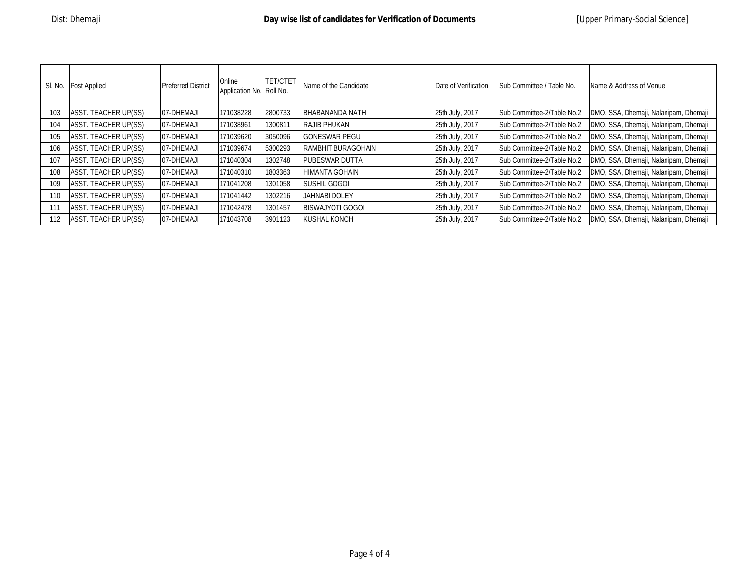| Sl. No. | Post Applied | Preferred District | Online Application No. | TET/CTET Roll No. | Name of the Candidate | Date of Verification | Sub Committee / Table No. | Name & Address of Venue |
|---|---|---|---|---|---|---|---|---|
| 103 | ASST. TEACHER UP(SS) | 07-DHEMAJI | 171038228 | 2800733 | BHABANANDA NATH | 25th July, 2017 | Sub Committee-2/Table No.2 | DMO, SSA, Dhemaji, Nalanipam, Dhemaji |
| 104 | ASST. TEACHER UP(SS) | 07-DHEMAJI | 171038961 | 1300811 | RAJIB PHUKAN | 25th July, 2017 | Sub Committee-2/Table No.2 | DMO, SSA, Dhemaji, Nalanipam, Dhemaji |
| 105 | ASST. TEACHER UP(SS) | 07-DHEMAJI | 171039620 | 3050096 | GONESWAR PEGU | 25th July, 2017 | Sub Committee-2/Table No.2 | DMO, SSA, Dhemaji, Nalanipam, Dhemaji |
| 106 | ASST. TEACHER UP(SS) | 07-DHEMAJI | 171039674 | 5300293 | RAMBHIT BURAGOHAIN | 25th July, 2017 | Sub Committee-2/Table No.2 | DMO, SSA, Dhemaji, Nalanipam, Dhemaji |
| 107 | ASST. TEACHER UP(SS) | 07-DHEMAJI | 171040304 | 1302748 | PUBESWAR DUTTA | 25th July, 2017 | Sub Committee-2/Table No.2 | DMO, SSA, Dhemaji, Nalanipam, Dhemaji |
| 108 | ASST. TEACHER UP(SS) | 07-DHEMAJI | 171040310 | 1803363 | HIMANTA GOHAIN | 25th July, 2017 | Sub Committee-2/Table No.2 | DMO, SSA, Dhemaji, Nalanipam, Dhemaji |
| 109 | ASST. TEACHER UP(SS) | 07-DHEMAJI | 171041208 | 1301058 | SUSHIL GOGOI | 25th July, 2017 | Sub Committee-2/Table No.2 | DMO, SSA, Dhemaji, Nalanipam, Dhemaji |
| 110 | ASST. TEACHER UP(SS) | 07-DHEMAJI | 171041442 | 1302216 | JAHNABI DOLEY | 25th July, 2017 | Sub Committee-2/Table No.2 | DMO, SSA, Dhemaji, Nalanipam, Dhemaji |
| 111 | ASST. TEACHER UP(SS) | 07-DHEMAJI | 171042478 | 1301457 | BISWAJYOTI GOGOI | 25th July, 2017 | Sub Committee-2/Table No.2 | DMO, SSA, Dhemaji, Nalanipam, Dhemaji |
| 112 | ASST. TEACHER UP(SS) | 07-DHEMAJI | 171043708 | 3901123 | KUSHAL KONCH | 25th July, 2017 | Sub Committee-2/Table No.2 | DMO, SSA, Dhemaji, Nalanipam, Dhemaji |